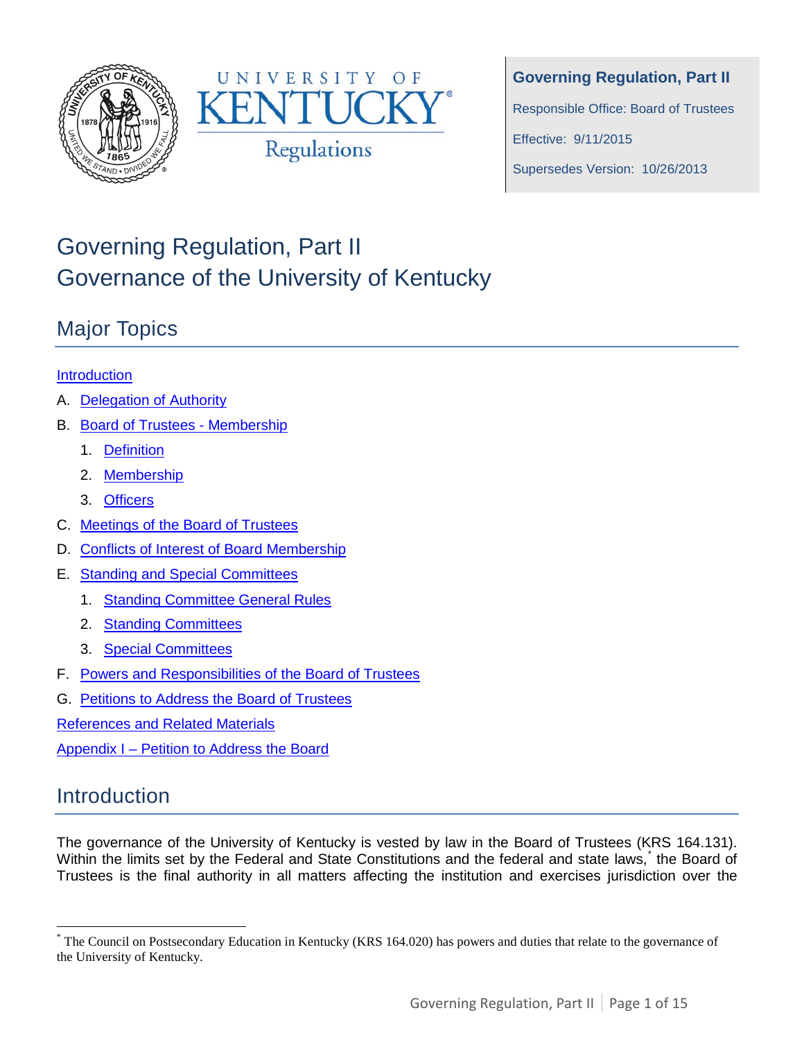**Governing Regulation, Part II**

Responsible Office: Board of Trustees

Effective: 9/11/2015

Supersedes Version: 10/26/2013

# Governing Regulation, Part II
# Governance of the University of Kentucky

## Major Topics

Introduction

A. Delegation of Authority
B. Board of Trustees - Membership
   1. Definition
   2. Membership
   3. Officers
C. Meetings of the Board of Trustees
D. Conflicts of Interest of Board Membership
E. Standing and Special Committees
   1. Standing Committee General Rules
   2. Standing Committees
   3. Special Committees
F. Powers and Responsibilities of the Board of Trustees
G. Petitions to Address the Board of Trustees

References and Related Materials

Appendix I – Petition to Address the Board

## Introduction

The governance of the University of Kentucky is vested by law in the Board of Trustees (KRS 164.131). Within the limits set by the Federal and State Constitutions and the federal and state laws,[*] the Board of Trustees is the final authority in all matters affecting the institution and exercises jurisdiction over the

[*] The Council on Postsecondary Education in Kentucky (KRS 164.020) has powers and duties that relate to the governance of the University of Kentucky.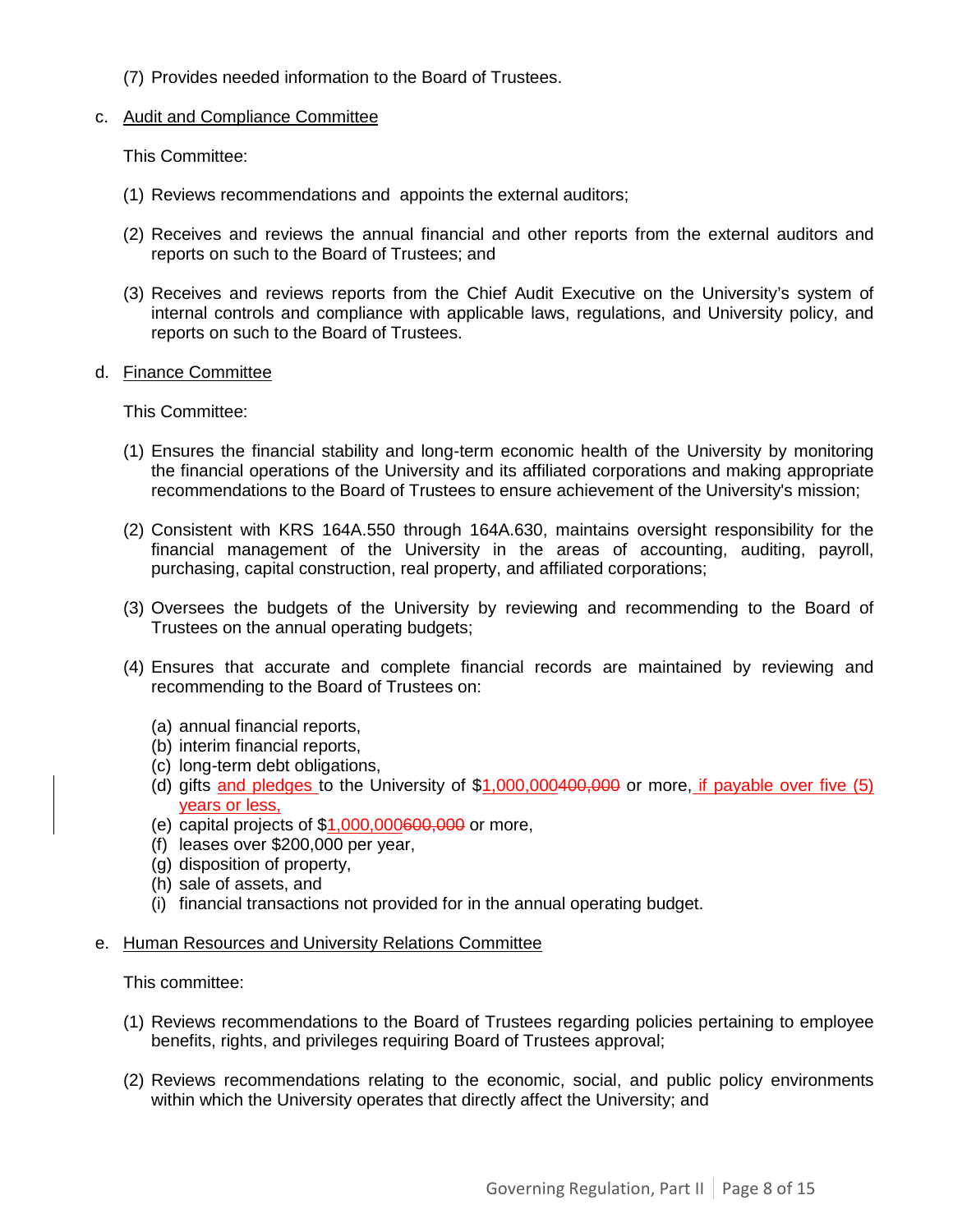(7) Provides needed information to the Board of Trustees.

c. Audit and Compliance Committee

This Committee:

(1) Reviews recommendations and appoints the external auditors;

(2) Receives and reviews the annual financial and other reports from the external auditors and reports on such to the Board of Trustees; and

(3) Receives and reviews reports from the Chief Audit Executive on the University's system of internal controls and compliance with applicable laws, regulations, and University policy, and reports on such to the Board of Trustees.

d. Finance Committee

This Committee:

(1) Ensures the financial stability and long-term economic health of the University by monitoring the financial operations of the University and its affiliated corporations and making appropriate recommendations to the Board of Trustees to ensure achievement of the University's mission;

(2) Consistent with KRS 164A.550 through 164A.630, maintains oversight responsibility for the financial management of the University in the areas of accounting, auditing, payroll, purchasing, capital construction, real property, and affiliated corporations;

(3) Oversees the budgets of the University by reviewing and recommending to the Board of Trustees on the annual operating budgets;

(4) Ensures that accurate and complete financial records are maintained by reviewing and recommending to the Board of Trustees on:

(a) annual financial reports,
(b) interim financial reports,
(c) long-term debt obligations,
(d) gifts and pledges to the University of $1,000,000~~400,000~~ or more, if payable over five (5) years or less,
(e) capital projects of $1,000,000~~600,000~~ or more,
(f) leases over $200,000 per year,
(g) disposition of property,
(h) sale of assets, and
(i) financial transactions not provided for in the annual operating budget.

e. Human Resources and University Relations Committee

This committee:

(1) Reviews recommendations to the Board of Trustees regarding policies pertaining to employee benefits, rights, and privileges requiring Board of Trustees approval;

(2) Reviews recommendations relating to the economic, social, and public policy environments within which the University operates that directly affect the University; and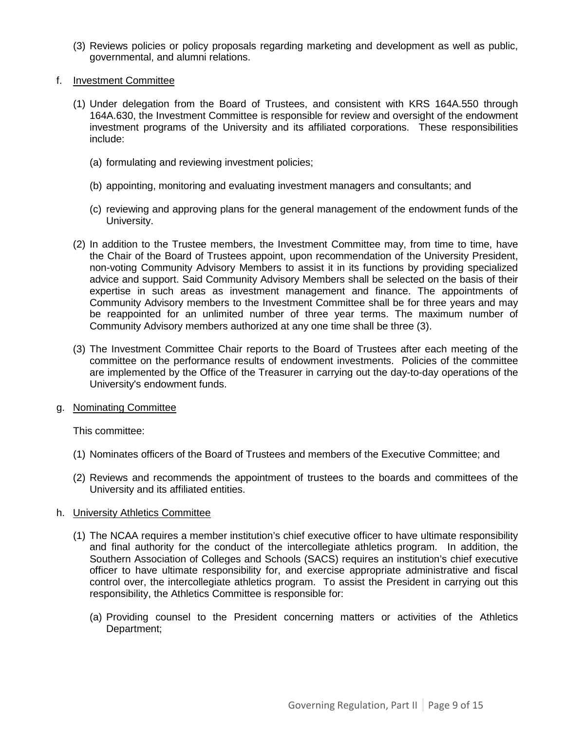(3) Reviews policies or policy proposals regarding marketing and development as well as public, governmental, and alumni relations.

f. <u>Investment Committee</u>

(1) Under delegation from the Board of Trustees, and consistent with KRS 164A.550 through 164A.630, the Investment Committee is responsible for review and oversight of the endowment investment programs of the University and its affiliated corporations. These responsibilities include:

(a) formulating and reviewing investment policies;

(b) appointing, monitoring and evaluating investment managers and consultants; and

(c) reviewing and approving plans for the general management of the endowment funds of the University.

(2) In addition to the Trustee members, the Investment Committee may, from time to time, have the Chair of the Board of Trustees appoint, upon recommendation of the University President, non-voting Community Advisory Members to assist it in its functions by providing specialized advice and support. Said Community Advisory Members shall be selected on the basis of their expertise in such areas as investment management and finance. The appointments of Community Advisory members to the Investment Committee shall be for three years and may be reappointed for an unlimited number of three year terms. The maximum number of Community Advisory members authorized at any one time shall be three (3).

(3) The Investment Committee Chair reports to the Board of Trustees after each meeting of the committee on the performance results of endowment investments. Policies of the committee are implemented by the Office of the Treasurer in carrying out the day-to-day operations of the University's endowment funds.

g. <u>Nominating Committee</u>

This committee:

(1) Nominates officers of the Board of Trustees and members of the Executive Committee; and

(2) Reviews and recommends the appointment of trustees to the boards and committees of the University and its affiliated entities.

h. <u>University Athletics Committee</u>

(1) The NCAA requires a member institution's chief executive officer to have ultimate responsibility and final authority for the conduct of the intercollegiate athletics program. In addition, the Southern Association of Colleges and Schools (SACS) requires an institution's chief executive officer to have ultimate responsibility for, and exercise appropriate administrative and fiscal control over, the intercollegiate athletics program. To assist the President in carrying out this responsibility, the Athletics Committee is responsible for:

(a) Providing counsel to the President concerning matters or activities of the Athletics Department;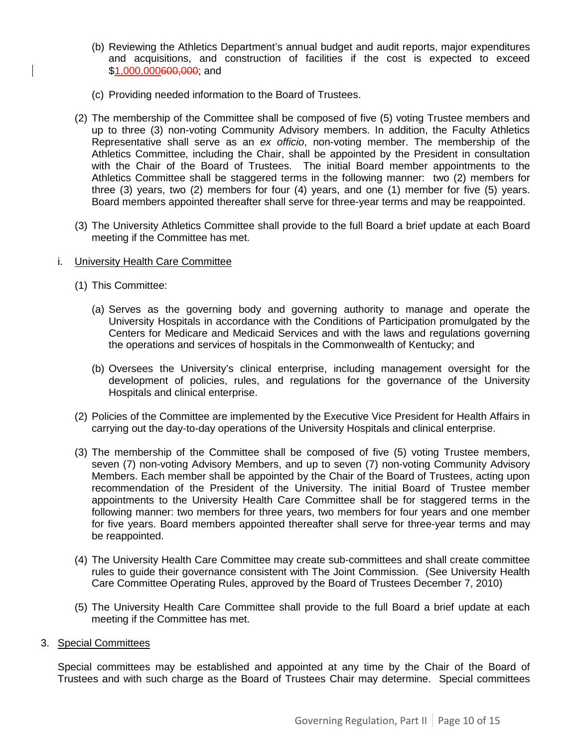(b) Reviewing the Athletics Department's annual budget and audit reports, major expenditures and acquisitions, and construction of facilities if the cost is expected to exceed $1,000,000~~600,000~~; and

(c) Providing needed information to the Board of Trustees.

(2) The membership of the Committee shall be composed of five (5) voting Trustee members and up to three (3) non-voting Community Advisory members. In addition, the Faculty Athletics Representative shall serve as an *ex officio*, non-voting member. The membership of the Athletics Committee, including the Chair, shall be appointed by the President in consultation with the Chair of the Board of Trustees. The initial Board member appointments to the Athletics Committee shall be staggered terms in the following manner: two (2) members for three (3) years, two (2) members for four (4) years, and one (1) member for five (5) years. Board members appointed thereafter shall serve for three-year terms and may be reappointed.

(3) The University Athletics Committee shall provide to the full Board a brief update at each Board meeting if the Committee has met.

i. University Health Care Committee

(1) This Committee:

(a) Serves as the governing body and governing authority to manage and operate the University Hospitals in accordance with the Conditions of Participation promulgated by the Centers for Medicare and Medicaid Services and with the laws and regulations governing the operations and services of hospitals in the Commonwealth of Kentucky; and

(b) Oversees the University's clinical enterprise, including management oversight for the development of policies, rules, and regulations for the governance of the University Hospitals and clinical enterprise.

(2) Policies of the Committee are implemented by the Executive Vice President for Health Affairs in carrying out the day-to-day operations of the University Hospitals and clinical enterprise.

(3) The membership of the Committee shall be composed of five (5) voting Trustee members, seven (7) non-voting Advisory Members, and up to seven (7) non-voting Community Advisory Members. Each member shall be appointed by the Chair of the Board of Trustees, acting upon recommendation of the President of the University. The initial Board of Trustee member appointments to the University Health Care Committee shall be for staggered terms in the following manner: two members for three years, two members for four years and one member for five years. Board members appointed thereafter shall serve for three-year terms and may be reappointed.

(4) The University Health Care Committee may create sub-committees and shall create committee rules to guide their governance consistent with The Joint Commission. (See University Health Care Committee Operating Rules, approved by the Board of Trustees December 7, 2010)

(5) The University Health Care Committee shall provide to the full Board a brief update at each meeting if the Committee has met.

3. Special Committees

Special committees may be established and appointed at any time by the Chair of the Board of Trustees and with such charge as the Board of Trustees Chair may determine. Special committees